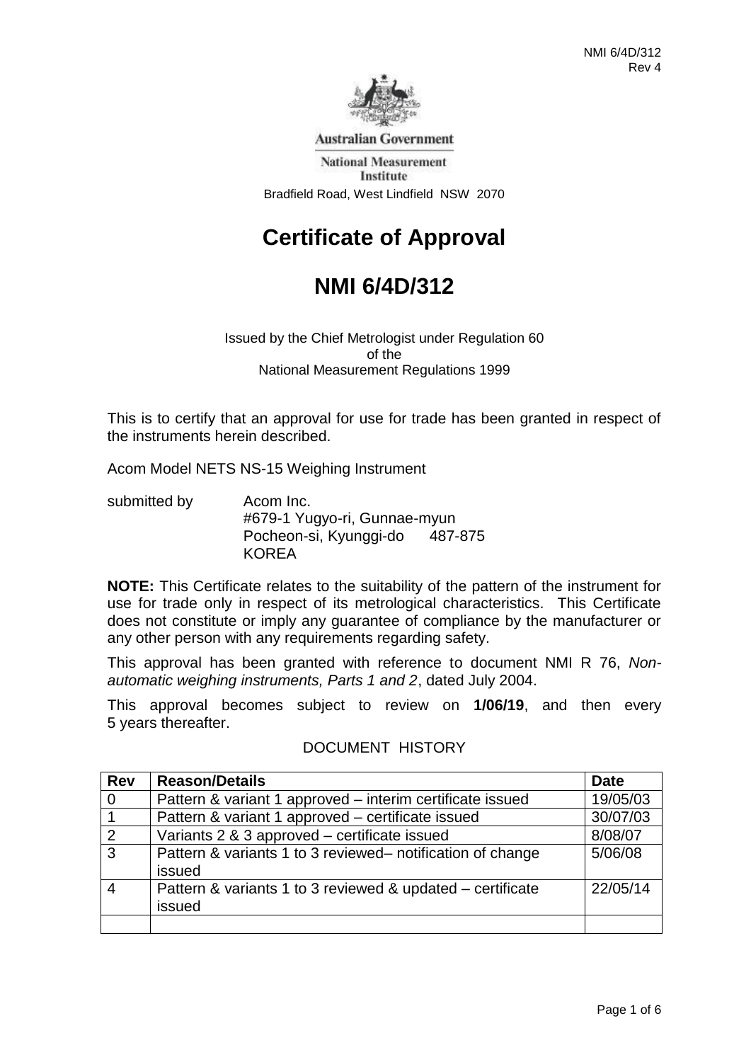Australian Government

National Measurement Institute

Bradfield Road, West Lindfield NSW 2070

# Certificate of Approval

# NMI 6/4D/312

Issued by the Chief Metrologist under Regulation 60
of the
National Measurement Regulations 1999

This is to certify that an approval for use for trade has been granted in respect of the instruments herein described.

Acom Model NETS NS-15 Weighing Instrument

submitted by
Acom Inc.
#679-1 Yugyo-ri, Gunnae-myun
Pocheon-si, Kyunggi-do 487-875
KOREA

**NOTE:** This Certificate relates to the suitability of the pattern of the instrument for use for trade only in respect of its metrological characteristics. This Certificate does not constitute or imply any guarantee of compliance by the manufacturer or any other person with any requirements regarding safety.

This approval has been granted with reference to document NMI R 76, *Non-automatic weighing instruments, Parts 1 and 2*, dated July 2004.

This approval becomes subject to review on **1/06/19**, and then every 5 years thereafter.

DOCUMENT HISTORY

| Rev | Reason/Details | Date |
|---|---|---|
| 0 | Pattern & variant 1 approved – interim certificate issued | 19/05/03 |
| 1 | Pattern & variant 1 approved – certificate issued | 30/07/03 |
| 2 | Variants 2 & 3 approved – certificate issued | 8/08/07 |
| 3 | Pattern & variants 1 to 3 reviewed– notification of change issued | 5/06/08 |
| 4 | Pattern & variants 1 to 3 reviewed & updated – certificate issued | 22/05/14 |
| | | |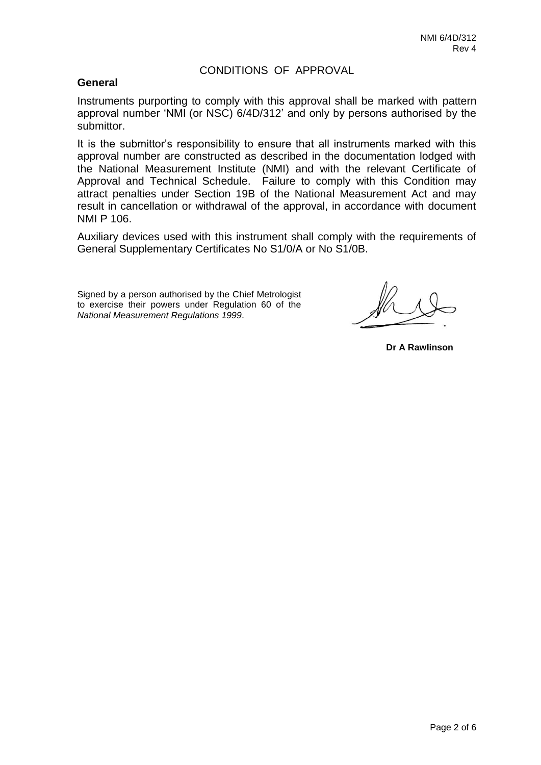## CONDITIONS OF APPROVAL

### General

Instruments purporting to comply with this approval shall be marked with pattern approval number 'NMI (or NSC) 6/4D/312' and only by persons authorised by the submittor.

It is the submittor's responsibility to ensure that all instruments marked with this approval number are constructed as described in the documentation lodged with the National Measurement Institute (NMI) and with the relevant Certificate of Approval and Technical Schedule. Failure to comply with this Condition may attract penalties under Section 19B of the National Measurement Act and may result in cancellation or withdrawal of the approval, in accordance with document NMI P 106.

Auxiliary devices used with this instrument shall comply with the requirements of General Supplementary Certificates No S1/0/A or No S1/0B.

Signed by a person authorised by the Chief Metrologist to exercise their powers under Regulation 60 of the *National Measurement Regulations 1999*.

**Dr A Rawlinson**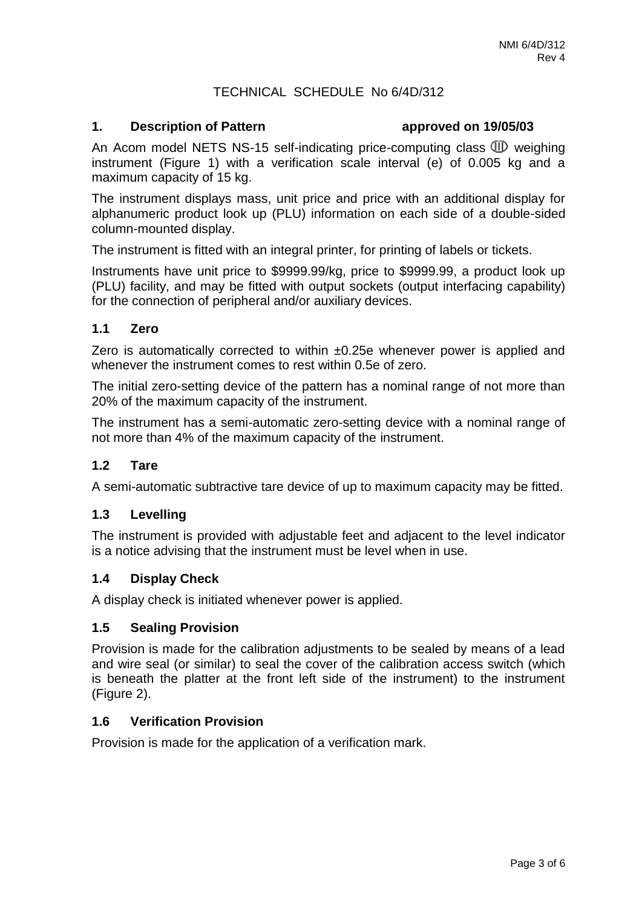# TECHNICAL SCHEDULE No 6/4D/312

## 1. Description of Pattern approved on 19/05/03

An Acom model NETS NS-15 self-indicating price-computing class ⅢD weighing instrument (Figure 1) with a verification scale interval (e) of 0.005 kg and a maximum capacity of 15 kg.

The instrument displays mass, unit price and price with an additional display for alphanumeric product look up (PLU) information on each side of a double-sided column-mounted display.

The instrument is fitted with an integral printer, for printing of labels or tickets.

Instruments have unit price to $9999.99/kg, price to $9999.99, a product look up (PLU) facility, and may be fitted with output sockets (output interfacing capability) for the connection of peripheral and/or auxiliary devices.

### 1.1 Zero

Zero is automatically corrected to within ±0.25e whenever power is applied and whenever the instrument comes to rest within 0.5e of zero.

The initial zero-setting device of the pattern has a nominal range of not more than 20% of the maximum capacity of the instrument.

The instrument has a semi-automatic zero-setting device with a nominal range of not more than 4% of the maximum capacity of the instrument.

### 1.2 Tare

A semi-automatic subtractive tare device of up to maximum capacity may be fitted.

### 1.3 Levelling

The instrument is provided with adjustable feet and adjacent to the level indicator is a notice advising that the instrument must be level when in use.

### 1.4 Display Check

A display check is initiated whenever power is applied.

### 1.5 Sealing Provision

Provision is made for the calibration adjustments to be sealed by means of a lead and wire seal (or similar) to seal the cover of the calibration access switch (which is beneath the platter at the front left side of the instrument) to the instrument (Figure 2).

### 1.6 Verification Provision

Provision is made for the application of a verification mark.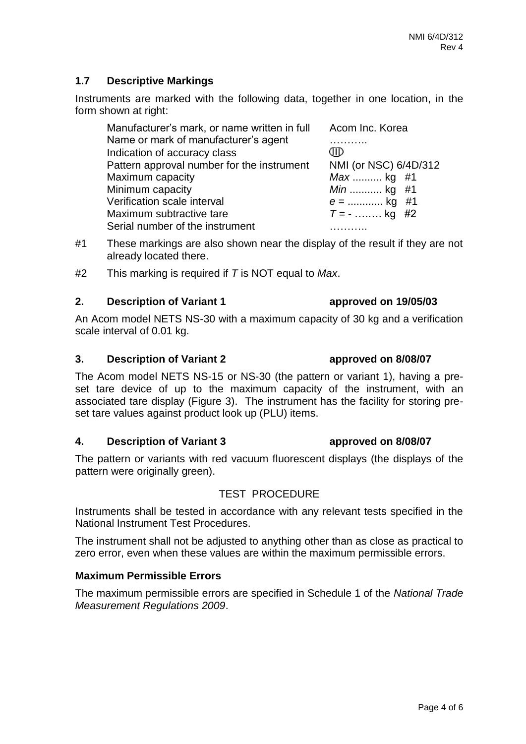### 1.7 Descriptive Markings

Instruments are marked with the following data, together in one location, in the form shown at right:

| | |
|---|---|
| Manufacturer's mark, or name written in full | Acom Inc. Korea |
| Name or mark of manufacturer's agent | ……….. |
| Indication of accuracy class | ⅢⅠⅠ |
| Pattern approval number for the instrument | NMI (or NSC) 6/4D/312 |
| Maximum capacity | *Max* .......... kg #1 |
| Minimum capacity | *Min* ........... kg #1 |
| Verification scale interval | *e* = ............ kg #1 |
| Maximum subtractive tare | *T* = - …….. kg #2 |
| Serial number of the instrument | ……….. |

#1 These markings are also shown near the display of the result if they are not already located there.

#2 This marking is required if *T* is NOT equal to *Max*.

## 2. Description of Variant 1 approved on 19/05/03

An Acom model NETS NS-30 with a maximum capacity of 30 kg and a verification scale interval of 0.01 kg.

## 3. Description of Variant 2 approved on 8/08/07

The Acom model NETS NS-15 or NS-30 (the pattern or variant 1), having a pre-set tare device of up to the maximum capacity of the instrument, with an associated tare display (Figure 3). The instrument has the facility for storing pre-set tare values against product look up (PLU) items.

## 4. Description of Variant 3 approved on 8/08/07

The pattern or variants with red vacuum fluorescent displays (the displays of the pattern were originally green).

## TEST PROCEDURE

Instruments shall be tested in accordance with any relevant tests specified in the National Instrument Test Procedures.

The instrument shall not be adjusted to anything other than as close as practical to zero error, even when these values are within the maximum permissible errors.

### Maximum Permissible Errors

The maximum permissible errors are specified in Schedule 1 of the *National Trade Measurement Regulations 2009*.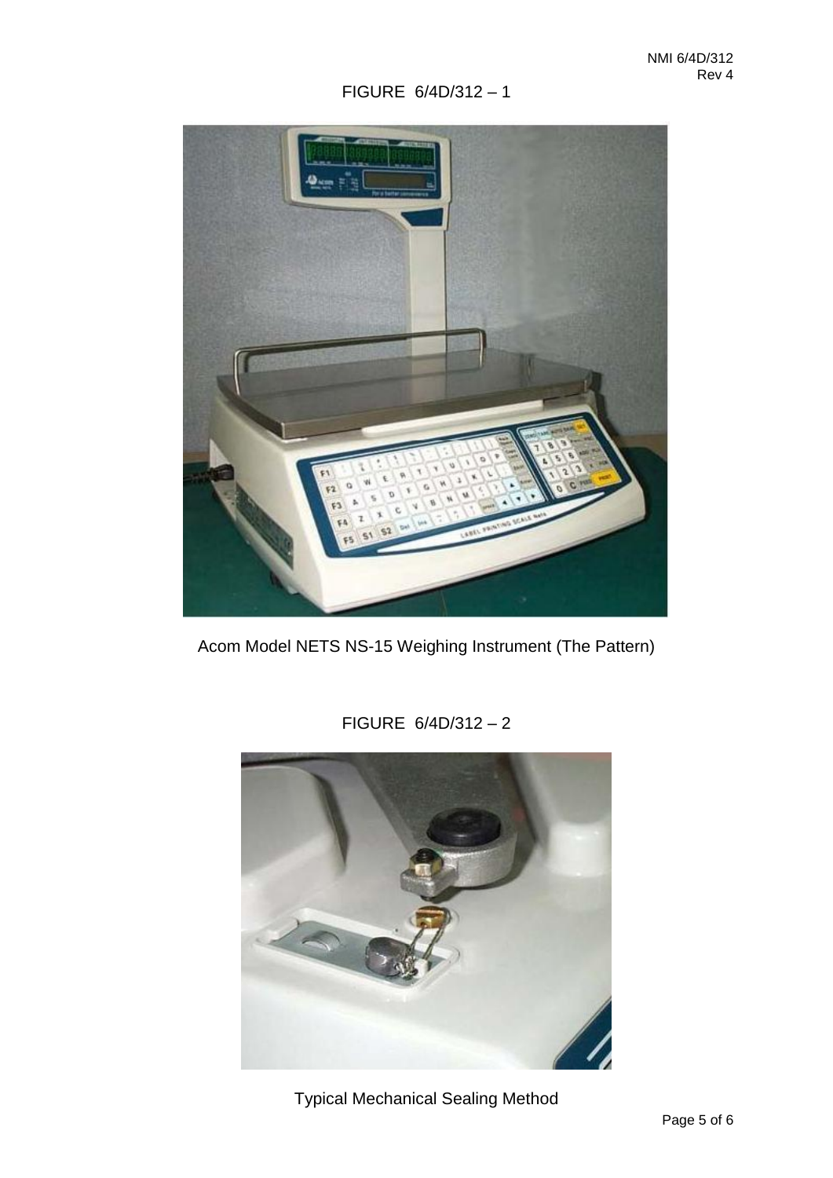FIGURE 6/4D/312 – 1

Acom Model NETS NS-15 Weighing Instrument (The Pattern)

FIGURE 6/4D/312 – 2

Typical Mechanical Sealing Method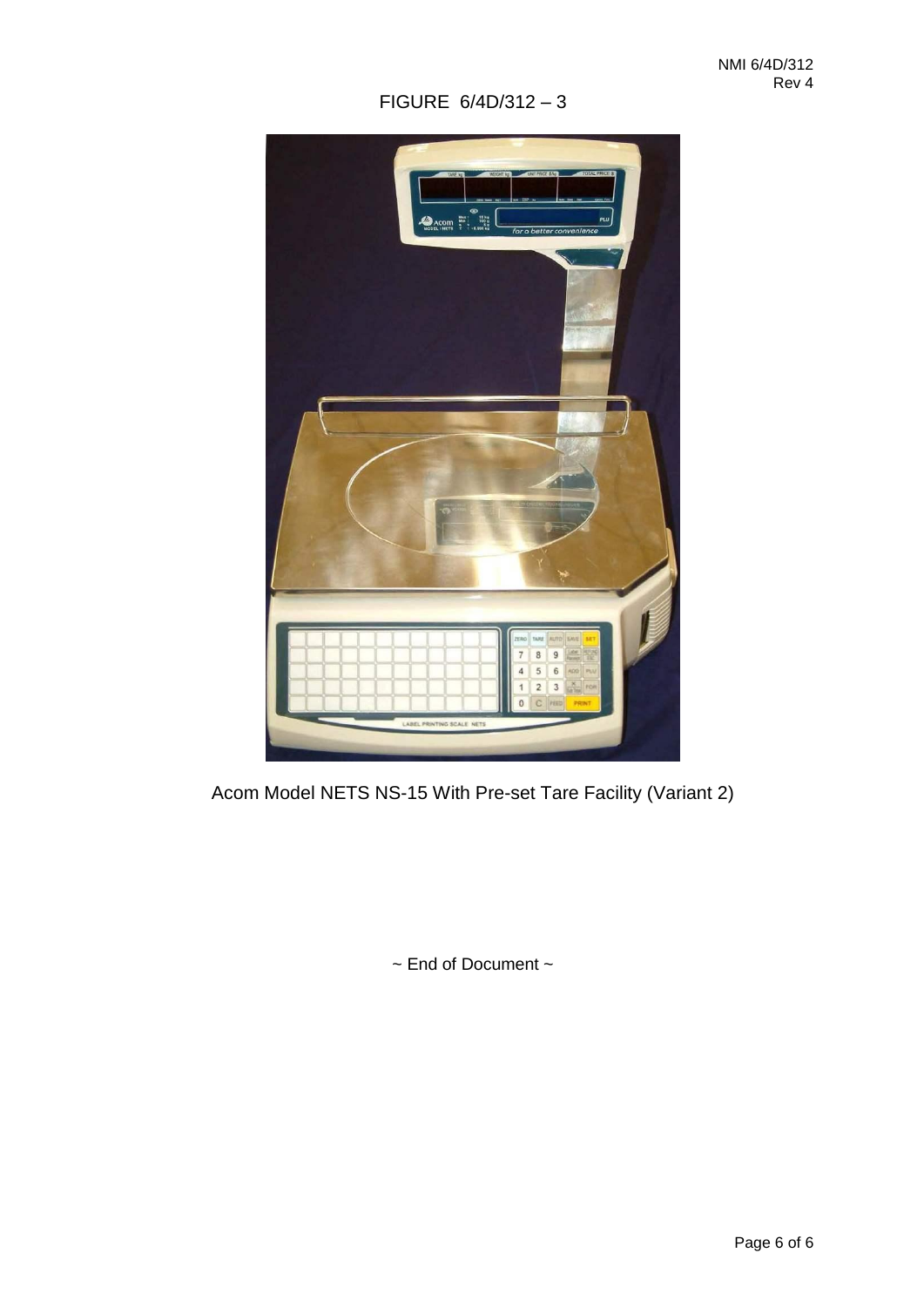FIGURE 6/4D/312 – 3

Acom Model NETS NS-15 With Pre-set Tare Facility (Variant 2)

~ End of Document ~